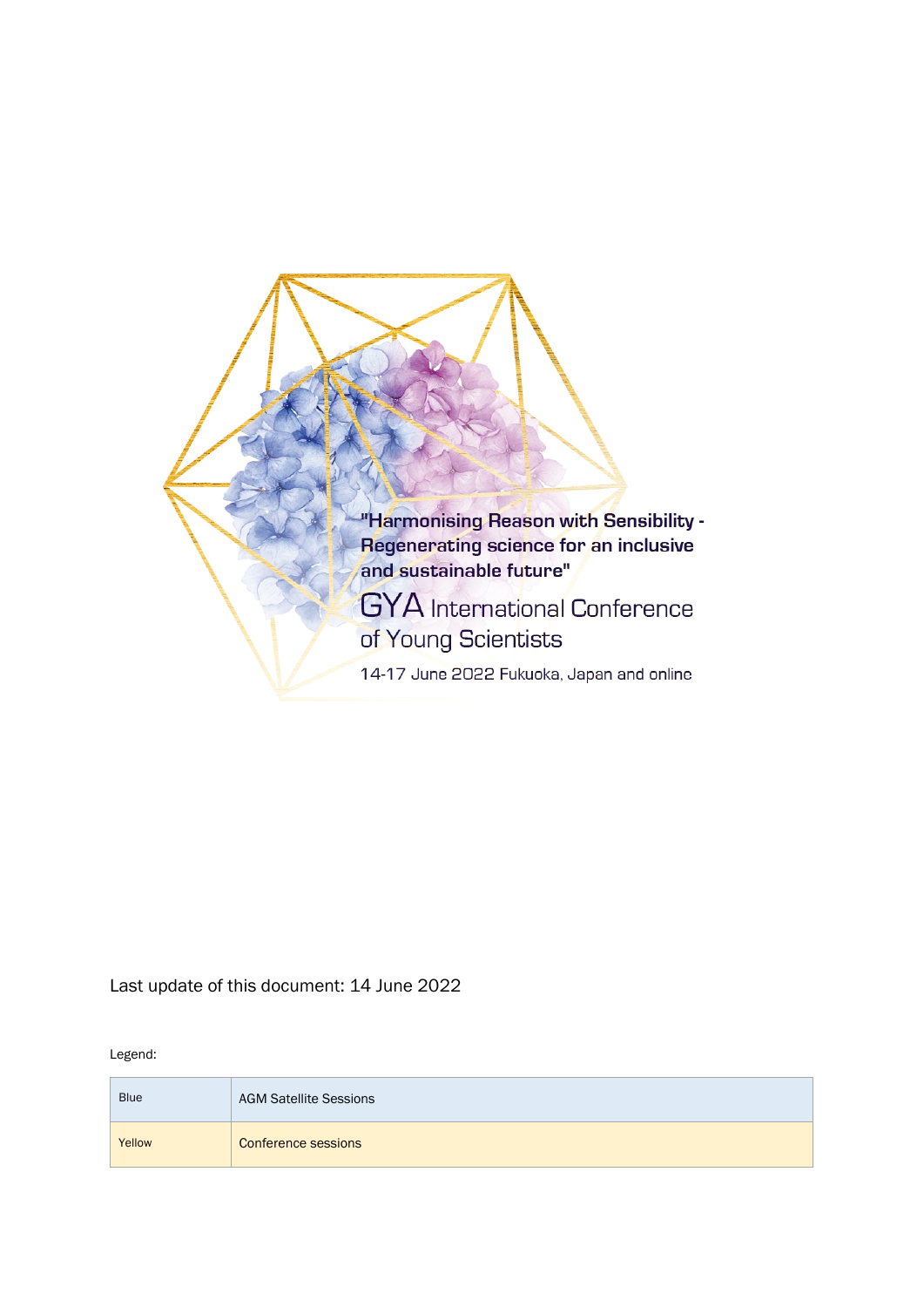**"Harmonising Reason with Sensibility - Regenerating science for an inclusive and sustainable future"**

# GYA International Conference of Young Scientists

14-17 June 2022 Fukuoka, Japan and online

Last update of this document: 14 June 2022

Legend:

| Blue | AGM Satellite Sessions |
| --- | --- |
| Yellow | Conference sessions |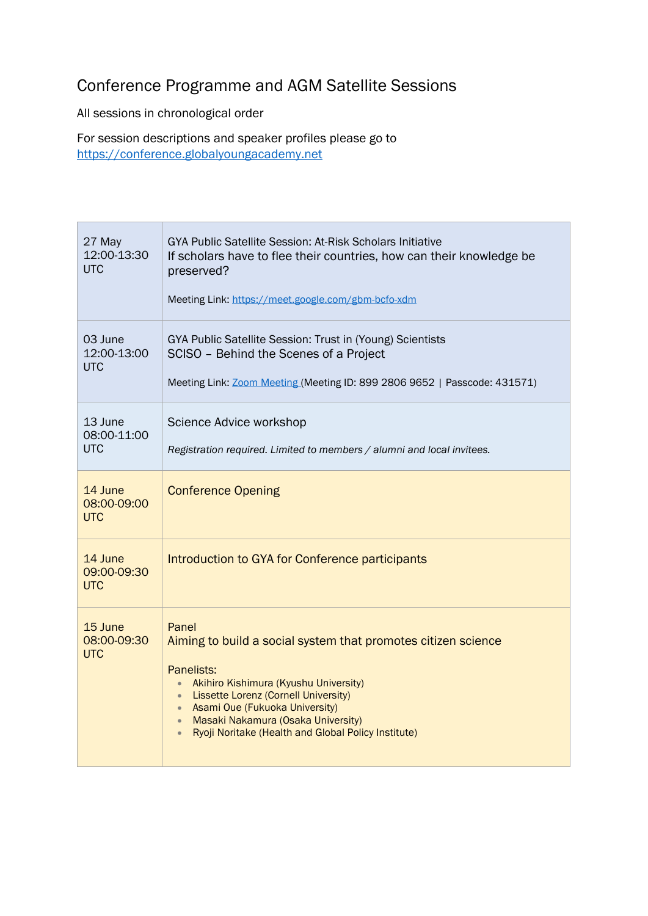# Conference Programme and AGM Satellite Sessions

All sessions in chronological order

For session descriptions and speaker profiles please go to
https://conference.globalyoungacademy.net

| | |
|---|---|
| 27 May<br>12:00-13:30<br>UTC | GYA Public Satellite Session: At-Risk Scholars Initiative<br>If scholars have to flee their countries, how can their knowledge be preserved?<br><br>Meeting Link: https://meet.google.com/gbm-bcfo-xdm |
| 03 June<br>12:00-13:00<br>UTC | GYA Public Satellite Session: Trust in (Young) Scientists<br>SCISO – Behind the Scenes of a Project<br><br>Meeting Link: Zoom Meeting (Meeting ID: 899 2806 9652 \| Passcode: 431571) |
| 13 June<br>08:00-11:00<br>UTC | Science Advice workshop<br><br>*Registration required. Limited to members / alumni and local invitees.* |
| 14 June<br>08:00-09:00<br>UTC | Conference Opening |
| 14 June<br>09:00-09:30<br>UTC | Introduction to GYA for Conference participants |
| 15 June<br>08:00-09:30<br>UTC | Panel<br>Aiming to build a social system that promotes citizen science<br><br>Panelists:<br>• Akihiro Kishimura (Kyushu University)<br>• Lissette Lorenz (Cornell University)<br>• Asami Oue (Fukuoka University)<br>• Masaki Nakamura (Osaka University)<br>• Ryoji Noritake (Health and Global Policy Institute) |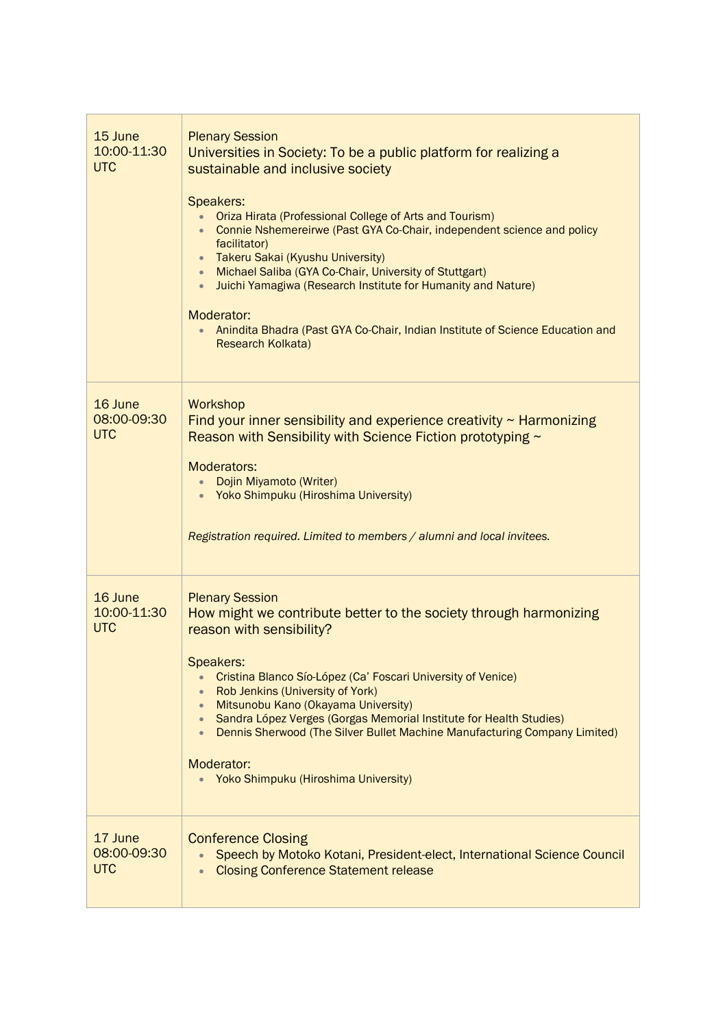| | |
|---|---|
| 15 June<br>10:00-11:30<br>UTC | Plenary Session<br>Universities in Society: To be a public platform for realizing a sustainable and inclusive society<br><br>Speakers:<br>• Oriza Hirata (Professional College of Arts and Tourism)<br>• Connie Nshemereirwe (Past GYA Co-Chair, independent science and policy facilitator)<br>• Takeru Sakai (Kyushu University)<br>• Michael Saliba (GYA Co-Chair, University of Stuttgart)<br>• Juichi Yamagiwa (Research Institute for Humanity and Nature)<br><br>Moderator:<br>• Anindita Bhadra (Past GYA Co-Chair, Indian Institute of Science Education and Research Kolkata) |
| 16 June<br>08:00-09:30<br>UTC | Workshop<br>Find your inner sensibility and experience creativity ~ Harmonizing Reason with Sensibility with Science Fiction prototyping ~<br><br>Moderators:<br>• Dojin Miyamoto (Writer)<br>• Yoko Shimpuku (Hiroshima University)<br><br>*Registration required. Limited to members / alumni and local invitees.* |
| 16 June<br>10:00-11:30<br>UTC | Plenary Session<br>How might we contribute better to the society through harmonizing reason with sensibility?<br><br>Speakers:<br>• Cristina Blanco Sío-López (Ca' Foscari University of Venice)<br>• Rob Jenkins (University of York)<br>• Mitsunobu Kano (Okayama University)<br>• Sandra López Verges (Gorgas Memorial Institute for Health Studies)<br>• Dennis Sherwood (The Silver Bullet Machine Manufacturing Company Limited)<br><br>Moderator:<br>• Yoko Shimpuku (Hiroshima University) |
| 17 June<br>08:00-09:30<br>UTC | Conference Closing<br>• Speech by Motoko Kotani, President-elect, International Science Council<br>• Closing Conference Statement release |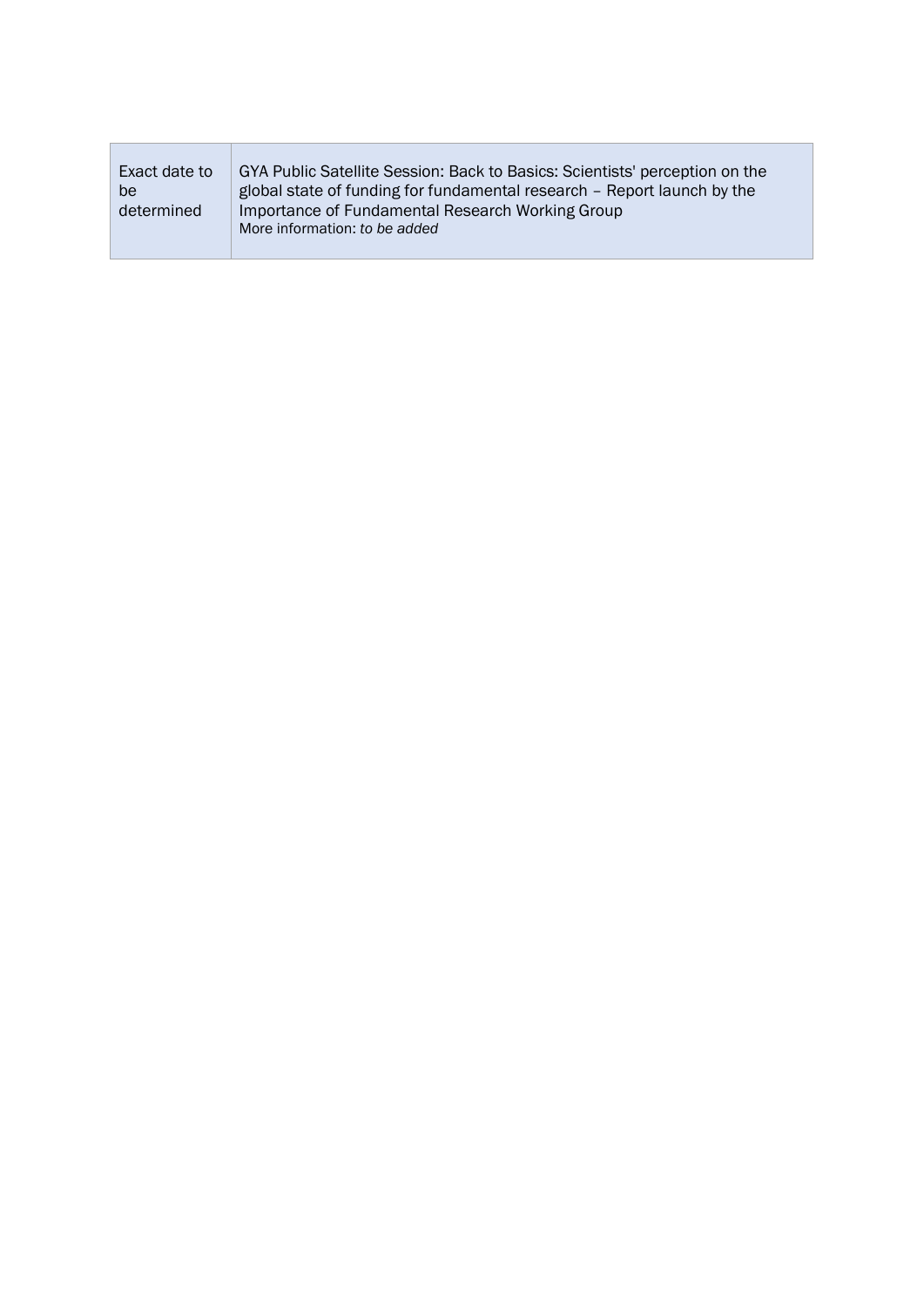| | |
|---|---|
| Exact date to be determined | GYA Public Satellite Session: Back to Basics: Scientists' perception on the global state of funding for fundamental research – Report launch by the Importance of Fundamental Research Working Group<br>More information: *to be added* |